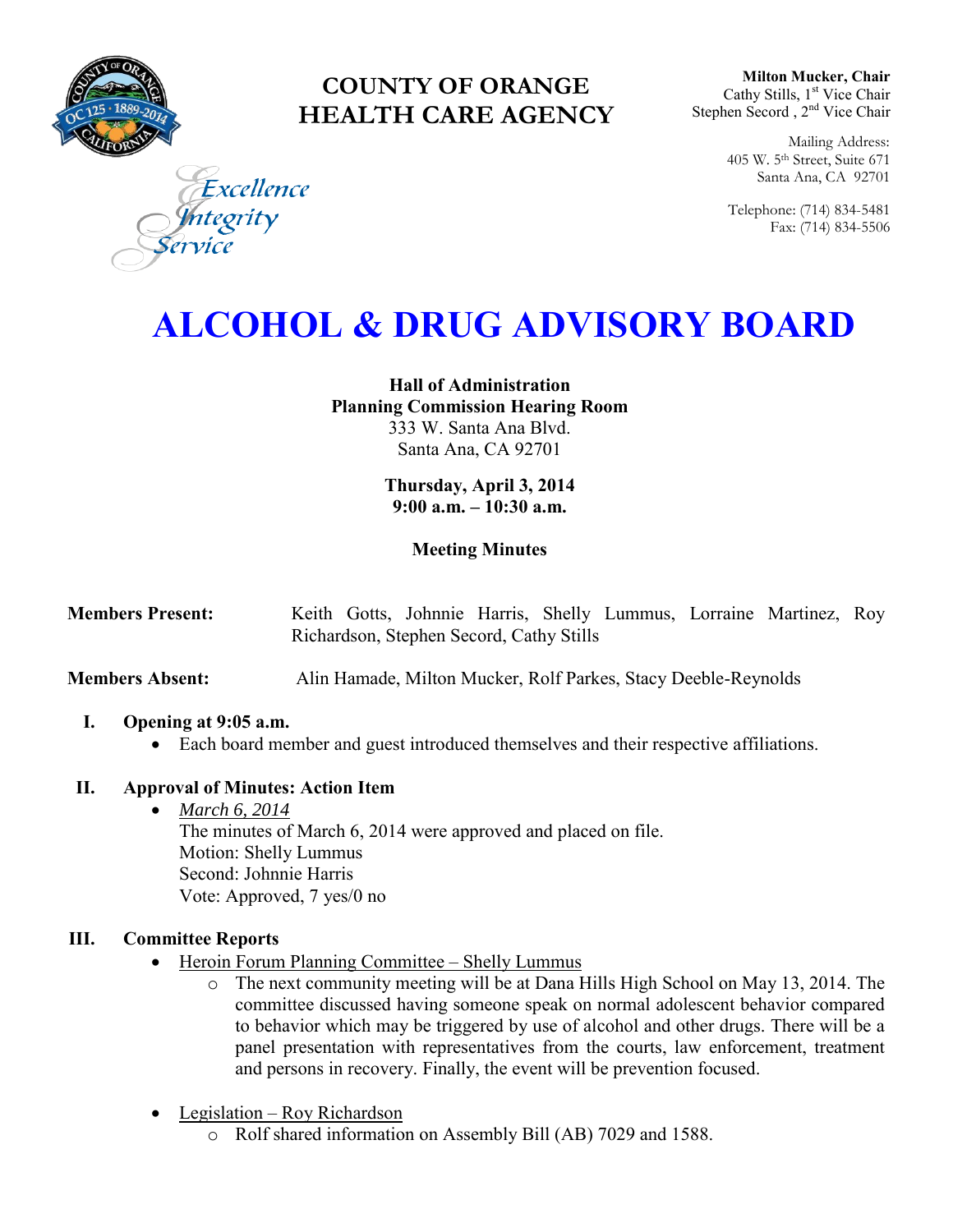**COUNTY OF ORANGE**
**HEALTH CARE AGENCY**

**Milton Mucker, Chair**
Cathy Stills, 1st Vice Chair
Stephen Secord , 2nd Vice Chair

Mailing Address:
405 W. 5th Street, Suite 671
Santa Ana, CA 92701

Telephone: (714) 834-5481
Fax: (714) 834-5506

Excellence
Integrity
Service

# ALCOHOL & DRUG ADVISORY BOARD

**Hall of Administration**
**Planning Commission Hearing Room**
333 W. Santa Ana Blvd.
Santa Ana, CA 92701

**Thursday, April 3, 2014**
**9:00 a.m. – 10:30 a.m.**

**Meeting Minutes**

**Members Present:** Keith Gotts, Johnnie Harris, Shelly Lummus, Lorraine Martinez, Roy Richardson, Stephen Secord, Cathy Stills

**Members Absent:** Alin Hamade, Milton Mucker, Rolf Parkes, Stacy Deeble-Reynolds

**I. Opening at 9:05 a.m.**

- Each board member and guest introduced themselves and their respective affiliations.

**II. Approval of Minutes: Action Item**

- *March 6, 2014*
  The minutes of March 6, 2014 were approved and placed on file.
  Motion: Shelly Lummus
  Second: Johnnie Harris
  Vote: Approved, 7 yes/0 no

**III. Committee Reports**

- Heroin Forum Planning Committee – Shelly Lummus
  - The next community meeting will be at Dana Hills High School on May 13, 2014. The committee discussed having someone speak on normal adolescent behavior compared to behavior which may be triggered by use of alcohol and other drugs. There will be a panel presentation with representatives from the courts, law enforcement, treatment and persons in recovery. Finally, the event will be prevention focused.
- Legislation – Roy Richardson
  - Rolf shared information on Assembly Bill (AB) 7029 and 1588.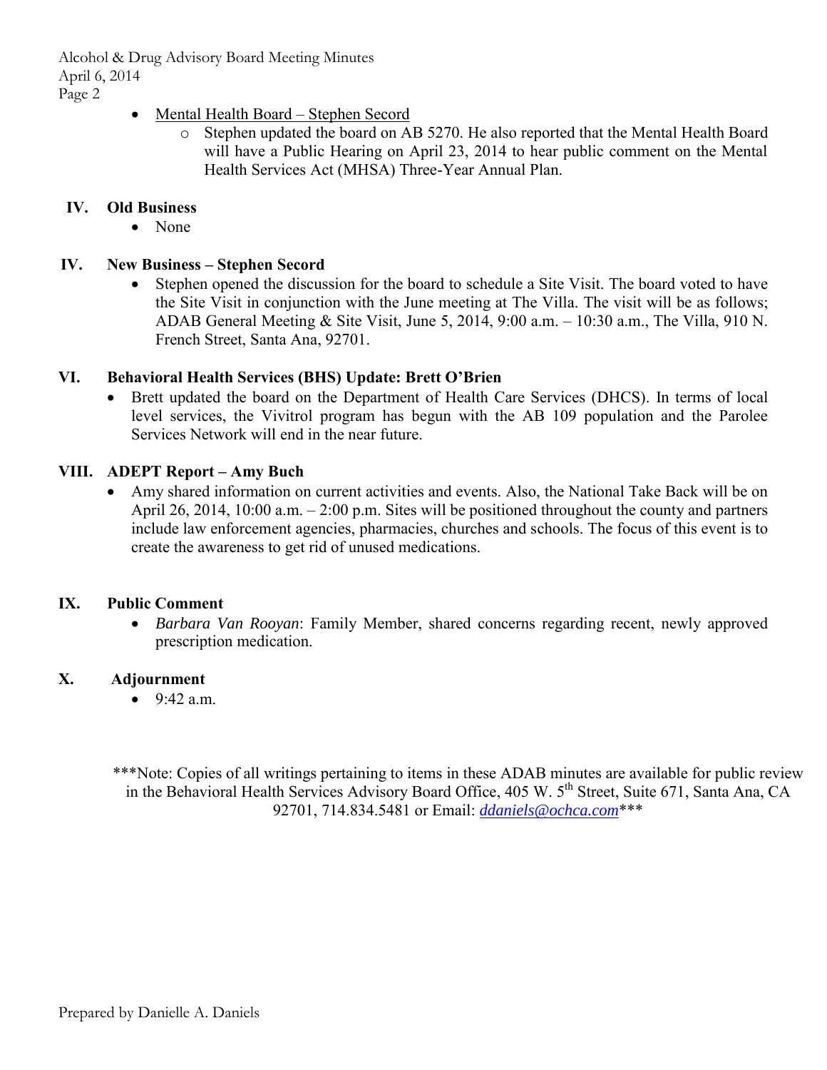- Mental Health Board – Stephen Secord
    - Stephen updated the board on AB 5270. He also reported that the Mental Health Board will have a Public Hearing on April 23, 2014 to hear public comment on the Mental Health Services Act (MHSA) Three-Year Annual Plan.

## IV. Old Business

- None

## IV. New Business – Stephen Secord

- Stephen opened the discussion for the board to schedule a Site Visit. The board voted to have the Site Visit in conjunction with the June meeting at The Villa. The visit will be as follows; ADAB General Meeting & Site Visit, June 5, 2014, 9:00 a.m. – 10:30 a.m., The Villa, 910 N. French Street, Santa Ana, 92701.

## VI. Behavioral Health Services (BHS) Update: Brett O'Brien

- Brett updated the board on the Department of Health Care Services (DHCS). In terms of local level services, the Vivitrol program has begun with the AB 109 population and the Parolee Services Network will end in the near future.

## VIII. ADEPT Report – Amy Buch

- Amy shared information on current activities and events. Also, the National Take Back will be on April 26, 2014, 10:00 a.m. – 2:00 p.m. Sites will be positioned throughout the county and partners include law enforcement agencies, pharmacies, churches and schools. The focus of this event is to create the awareness to get rid of unused medications.

## IX. Public Comment

- *Barbara Van Rooyan*: Family Member, shared concerns regarding recent, newly approved prescription medication.

## X. Adjournment

- 9:42 a.m.

***Note: Copies of all writings pertaining to items in these ADAB minutes are available for public review in the Behavioral Health Services Advisory Board Office, 405 W. 5th Street, Suite 671, Santa Ana, CA 92701, 714.834.5481 or Email: *ddaniels@ochca.com****

Prepared by Danielle A. Daniels